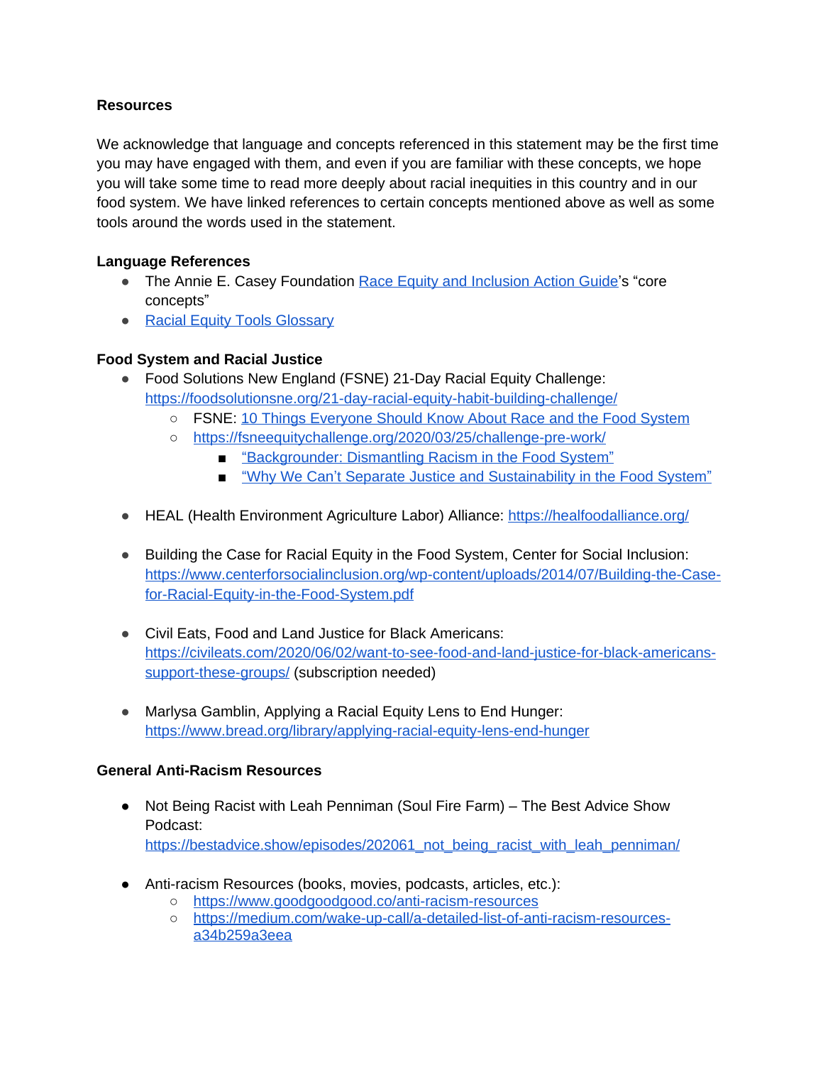**Resources**

We acknowledge that language and concepts referenced in this statement may be the first time you may have engaged with them, and even if you are familiar with these concepts, we hope you will take some time to read more deeply about racial inequities in this country and in our food system. We have linked references to certain concepts mentioned above as well as some tools around the words used in the statement.

**Language References**

- The Annie E. Casey Foundation Race Equity and Inclusion Action Guide's "core concepts"
- Racial Equity Tools Glossary

**Food System and Racial Justice**

- Food Solutions New England (FSNE) 21-Day Racial Equity Challenge: https://foodsolutionsne.org/21-day-racial-equity-habit-building-challenge/
  - FSNE: 10 Things Everyone Should Know About Race and the Food System
  - https://fsneequitychallenge.org/2020/03/25/challenge-pre-work/
    - "Backgrounder: Dismantling Racism in the Food System"
    - "Why We Can't Separate Justice and Sustainability in the Food System"

- HEAL (Health Environment Agriculture Labor) Alliance: https://healfoodalliance.org/

- Building the Case for Racial Equity in the Food System, Center for Social Inclusion: https://www.centerforsocialinclusion.org/wp-content/uploads/2014/07/Building-the-Case-for-Racial-Equity-in-the-Food-System.pdf

- Civil Eats, Food and Land Justice for Black Americans: https://civileats.com/2020/06/02/want-to-see-food-and-land-justice-for-black-americans-support-these-groups/ (subscription needed)

- Marlysa Gamblin, Applying a Racial Equity Lens to End Hunger: https://www.bread.org/library/applying-racial-equity-lens-end-hunger

**General Anti-Racism Resources**

- Not Being Racist with Leah Penniman (Soul Fire Farm) – The Best Advice Show Podcast: https://bestadvice.show/episodes/202061_not_being_racist_with_leah_penniman/

- Anti-racism Resources (books, movies, podcasts, articles, etc.):
  - https://www.goodgoodgood.co/anti-racism-resources
  - https://medium.com/wake-up-call/a-detailed-list-of-anti-racism-resources-a34b259a3eea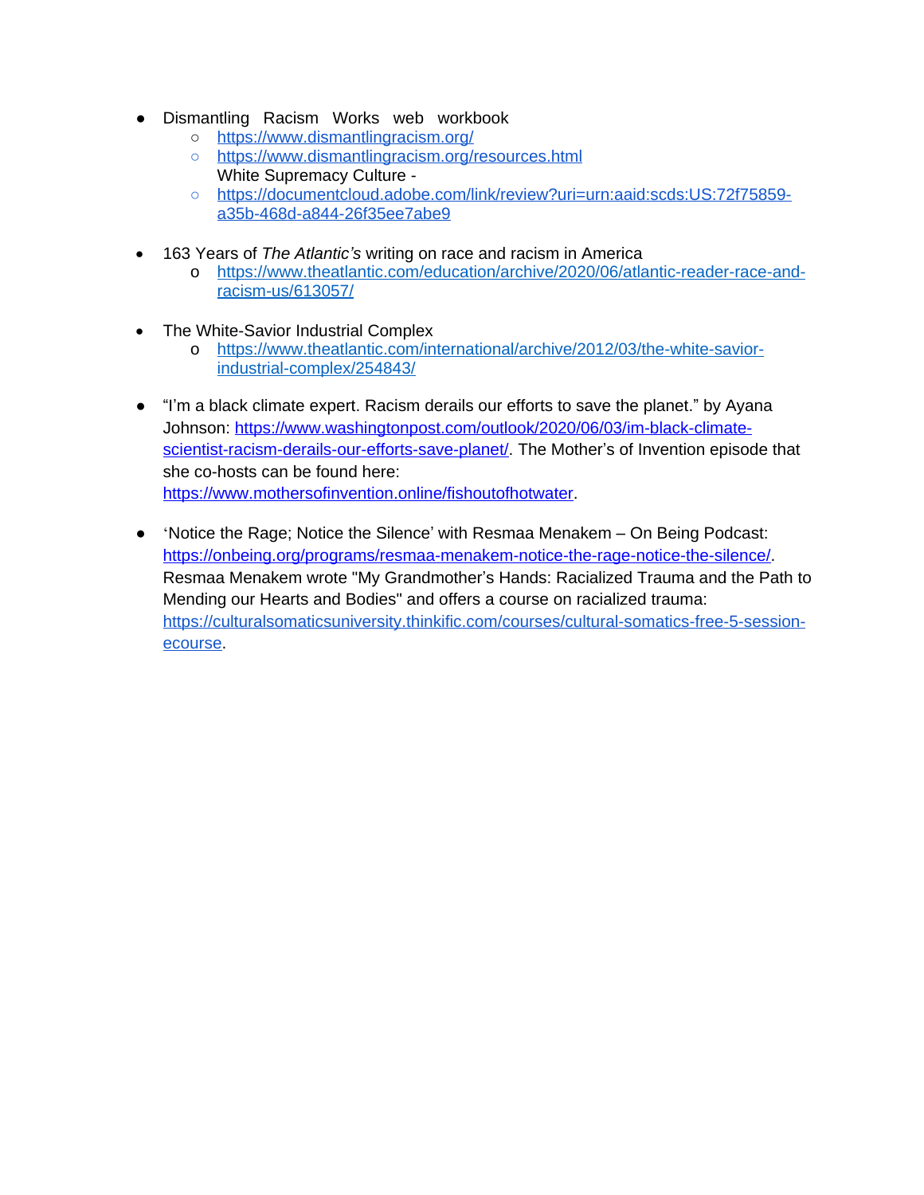- Dismantling Racism Works web workbook
  - https://www.dismantlingracism.org/
  - https://www.dismantlingracism.org/resources.html
    White Supremacy Culture -
  - https://documentcloud.adobe.com/link/review?uri=urn:aaid:scds:US:72f75859-a35b-468d-a844-26f35ee7abe9

- 163 Years of *The Atlantic's* writing on race and racism in America
  - https://www.theatlantic.com/education/archive/2020/06/atlantic-reader-race-and-racism-us/613057/

- The White-Savior Industrial Complex
  - https://www.theatlantic.com/international/archive/2012/03/the-white-savior-industrial-complex/254843/

- "I'm a black climate expert. Racism derails our efforts to save the planet." by Ayana Johnson: https://www.washingtonpost.com/outlook/2020/06/03/im-black-climate-scientist-racism-derails-our-efforts-save-planet/. The Mother's of Invention episode that she co-hosts can be found here: https://www.mothersofinvention.online/fishoutofhotwater.

- 'Notice the Rage; Notice the Silence' with Resmaa Menakem – On Being Podcast: https://onbeing.org/programs/resmaa-menakem-notice-the-rage-notice-the-silence/. Resmaa Menakem wrote "My Grandmother's Hands: Racialized Trauma and the Path to Mending our Hearts and Bodies" and offers a course on racialized trauma: https://culturalsomaticsuniversity.thinkific.com/courses/cultural-somatics-free-5-session-ecourse.